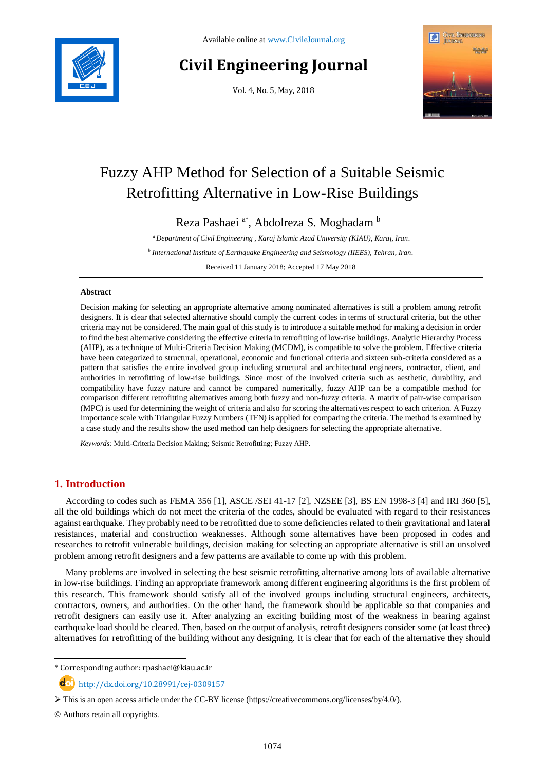Available online at www.CivileJournal.org

# Civil Engineering Journal

Vol. 4, No. 5, May, 2018

# Fuzzy AHP Method for Selection of a Suitable Seismic Retrofitting Alternative in Low-Rise Buildings

Reza Pashaei [a*], Abdolreza S. Moghadam [b]

[a] *Department of Civil Engineering , Karaj Islamic Azad University (KIAU), Karaj, Iran.*

[b] *International Institute of Earthquake Engineering and Seismology (IIEES), Tehran, Iran.*

Received 11 January 2018; Accepted 17 May 2018

## Abstract

Decision making for selecting an appropriate alternative among nominated alternatives is still a problem among retrofit designers. It is clear that selected alternative should comply the current codes in terms of structural criteria, but the other criteria may not be considered. The main goal of this study is to introduce a suitable method for making a decision in order to find the best alternative considering the effective criteria in retrofitting of low-rise buildings. Analytic Hierarchy Process (AHP), as a technique of Multi-Criteria Decision Making (MCDM), is compatible to solve the problem. Effective criteria have been categorized to structural, operational, economic and functional criteria and sixteen sub-criteria considered as a pattern that satisfies the entire involved group including structural and architectural engineers, contractor, client, and authorities in retrofitting of low-rise buildings. Since most of the involved criteria such as aesthetic, durability, and compatibility have fuzzy nature and cannot be compared numerically, fuzzy AHP can be a compatible method for comparison different retrofitting alternatives among both fuzzy and non-fuzzy criteria. A matrix of pair-wise comparison (MPC) is used for determining the weight of criteria and also for scoring the alternatives respect to each criterion. A Fuzzy Importance scale with Triangular Fuzzy Numbers (TFN) is applied for comparing the criteria. The method is examined by a case study and the results show the used method can help designers for selecting the appropriate alternative.

*Keywords:* Multi-Criteria Decision Making; Seismic Retrofitting; Fuzzy AHP.

## 1. Introduction

According to codes such as FEMA 356 [1], ASCE /SEI 41-17 [2], NZSEE [3], BS EN 1998-3 [4] and IRI 360 [5], all the old buildings which do not meet the criteria of the codes, should be evaluated with regard to their resistances against earthquake. They probably need to be retrofitted due to some deficiencies related to their gravitational and lateral resistances, material and construction weaknesses. Although some alternatives have been proposed in codes and researches to retrofit vulnerable buildings, decision making for selecting an appropriate alternative is still an unsolved problem among retrofit designers and a few patterns are available to come up with this problem.

Many problems are involved in selecting the best seismic retrofitting alternative among lots of available alternative in low-rise buildings. Finding an appropriate framework among different engineering algorithms is the first problem of this research. This framework should satisfy all of the involved groups including structural engineers, architects, contractors, owners, and authorities. On the other hand, the framework should be applicable so that companies and retrofit designers can easily use it. After analyzing an exciting building most of the weakness in bearing against earthquake load should be cleared. Then, based on the output of analysis, retrofit designers consider some (at least three) alternatives for retrofitting of the building without any designing. It is clear that for each of the alternative they should

---

\* Corresponding author: rpashaei@kiau.ac.ir

http://dx.doi.org/10.28991/cej-0309157

➢ This is an open access article under the CC-BY license (https://creativecommons.org/licenses/by/4.0/).

© Authors retain all copyrights.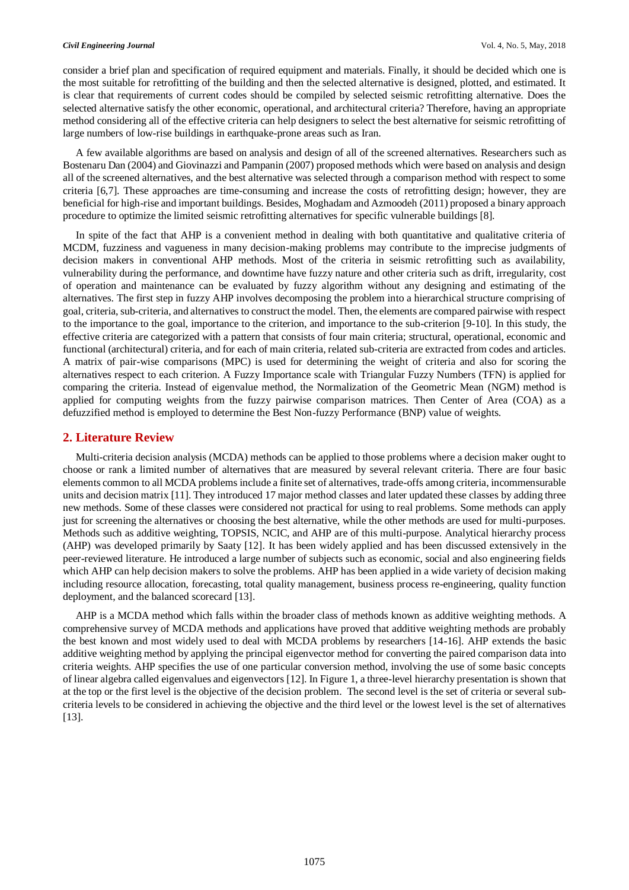consider a brief plan and specification of required equipment and materials. Finally, it should be decided which one is the most suitable for retrofitting of the building and then the selected alternative is designed, plotted, and estimated. It is clear that requirements of current codes should be compiled by selected seismic retrofitting alternative. Does the selected alternative satisfy the other economic, operational, and architectural criteria? Therefore, having an appropriate method considering all of the effective criteria can help designers to select the best alternative for seismic retrofitting of large numbers of low-rise buildings in earthquake-prone areas such as Iran.

A few available algorithms are based on analysis and design of all of the screened alternatives. Researchers such as Bostenaru Dan (2004) and Giovinazzi and Pampanin (2007) proposed methods which were based on analysis and design all of the screened alternatives, and the best alternative was selected through a comparison method with respect to some criteria [6,7]. These approaches are time-consuming and increase the costs of retrofitting design; however, they are beneficial for high-rise and important buildings. Besides, Moghadam and Azmoodeh (2011) proposed a binary approach procedure to optimize the limited seismic retrofitting alternatives for specific vulnerable buildings [8].

In spite of the fact that AHP is a convenient method in dealing with both quantitative and qualitative criteria of MCDM, fuzziness and vagueness in many decision-making problems may contribute to the imprecise judgments of decision makers in conventional AHP methods. Most of the criteria in seismic retrofitting such as availability, vulnerability during the performance, and downtime have fuzzy nature and other criteria such as drift, irregularity, cost of operation and maintenance can be evaluated by fuzzy algorithm without any designing and estimating of the alternatives. The first step in fuzzy AHP involves decomposing the problem into a hierarchical structure comprising of goal, criteria, sub-criteria, and alternatives to construct the model. Then, the elements are compared pairwise with respect to the importance to the goal, importance to the criterion, and importance to the sub-criterion [9-10]. In this study, the effective criteria are categorized with a pattern that consists of four main criteria; structural, operational, economic and functional (architectural) criteria, and for each of main criteria, related sub-criteria are extracted from codes and articles. A matrix of pair-wise comparisons (MPC) is used for determining the weight of criteria and also for scoring the alternatives respect to each criterion. A Fuzzy Importance scale with Triangular Fuzzy Numbers (TFN) is applied for comparing the criteria. Instead of eigenvalue method, the Normalization of the Geometric Mean (NGM) method is applied for computing weights from the fuzzy pairwise comparison matrices. Then Center of Area (COA) as a defuzzified method is employed to determine the Best Non-fuzzy Performance (BNP) value of weights.

## 2. Literature Review

Multi-criteria decision analysis (MCDA) methods can be applied to those problems where a decision maker ought to choose or rank a limited number of alternatives that are measured by several relevant criteria. There are four basic elements common to all MCDA problems include a finite set of alternatives, trade-offs among criteria, incommensurable units and decision matrix [11]. They introduced 17 major method classes and later updated these classes by adding three new methods. Some of these classes were considered not practical for using to real problems. Some methods can apply just for screening the alternatives or choosing the best alternative, while the other methods are used for multi-purposes. Methods such as additive weighting, TOPSIS, NCIC, and AHP are of this multi-purpose. Analytical hierarchy process (AHP) was developed primarily by Saaty [12]. It has been widely applied and has been discussed extensively in the peer-reviewed literature. He introduced a large number of subjects such as economic, social and also engineering fields which AHP can help decision makers to solve the problems. AHP has been applied in a wide variety of decision making including resource allocation, forecasting, total quality management, business process re-engineering, quality function deployment, and the balanced scorecard [13].

AHP is a MCDA method which falls within the broader class of methods known as additive weighting methods. A comprehensive survey of MCDA methods and applications have proved that additive weighting methods are probably the best known and most widely used to deal with MCDA problems by researchers [14-16]. AHP extends the basic additive weighting method by applying the principal eigenvector method for converting the paired comparison data into criteria weights. AHP specifies the use of one particular conversion method, involving the use of some basic concepts of linear algebra called eigenvalues and eigenvectors [12]. In Figure 1, a three-level hierarchy presentation is shown that at the top or the first level is the objective of the decision problem. The second level is the set of criteria or several sub-criteria levels to be considered in achieving the objective and the third level or the lowest level is the set of alternatives [13].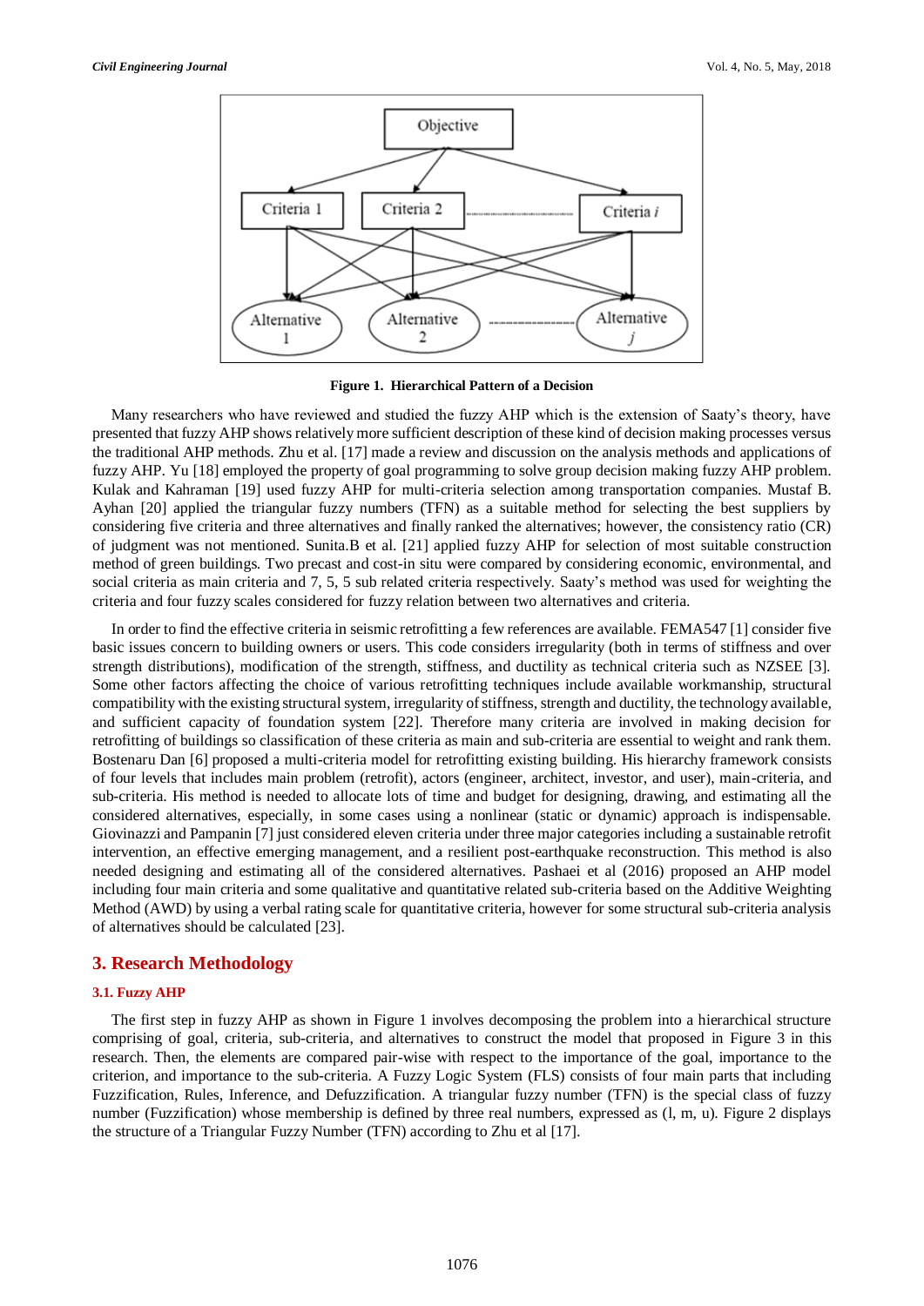**Figure 1. Hierarchical Pattern of a Decision**

Many researchers who have reviewed and studied the fuzzy AHP which is the extension of Saaty's theory, have presented that fuzzy AHP shows relatively more sufficient description of these kind of decision making processes versus the traditional AHP methods. Zhu et al. [17] made a review and discussion on the analysis methods and applications of fuzzy AHP. Yu [18] employed the property of goal programming to solve group decision making fuzzy AHP problem. Kulak and Kahraman [19] used fuzzy AHP for multi-criteria selection among transportation companies. Mustaf B. Ayhan [20] applied the triangular fuzzy numbers (TFN) as a suitable method for selecting the best suppliers by considering five criteria and three alternatives and finally ranked the alternatives; however, the consistency ratio (CR) of judgment was not mentioned. Sunita.B et al. [21] applied fuzzy AHP for selection of most suitable construction method of green buildings. Two precast and cost-in situ were compared by considering economic, environmental, and social criteria as main criteria and 7, 5, 5 sub related criteria respectively. Saaty's method was used for weighting the criteria and four fuzzy scales considered for fuzzy relation between two alternatives and criteria.

In order to find the effective criteria in seismic retrofitting a few references are available. FEMA547 [1] consider five basic issues concern to building owners or users. This code considers irregularity (both in terms of stiffness and over strength distributions), modification of the strength, stiffness, and ductility as technical criteria such as NZSEE [3]. Some other factors affecting the choice of various retrofitting techniques include available workmanship, structural compatibility with the existing structural system, irregularity of stiffness, strength and ductility, the technology available, and sufficient capacity of foundation system [22]. Therefore many criteria are involved in making decision for retrofitting of buildings so classification of these criteria as main and sub-criteria are essential to weight and rank them. Bostenaru Dan [6] proposed a multi-criteria model for retrofitting existing building. His hierarchy framework consists of four levels that includes main problem (retrofit), actors (engineer, architect, investor, and user), main-criteria, and sub-criteria. His method is needed to allocate lots of time and budget for designing, drawing, and estimating all the considered alternatives, especially, in some cases using a nonlinear (static or dynamic) approach is indispensable. Giovinazzi and Pampanin [7] just considered eleven criteria under three major categories including a sustainable retrofit intervention, an effective emerging management, and a resilient post-earthquake reconstruction. This method is also needed designing and estimating all of the considered alternatives. Pashaei et al (2016) proposed an AHP model including four main criteria and some qualitative and quantitative related sub-criteria based on the Additive Weighting Method (AWD) by using a verbal rating scale for quantitative criteria, however for some structural sub-criteria analysis of alternatives should be calculated [23].

## 3. Research Methodology

### 3.1. Fuzzy AHP

The first step in fuzzy AHP as shown in Figure 1 involves decomposing the problem into a hierarchical structure comprising of goal, criteria, sub-criteria, and alternatives to construct the model that proposed in Figure 3 in this research. Then, the elements are compared pair-wise with respect to the importance of the goal, importance to the criterion, and importance to the sub-criteria. A Fuzzy Logic System (FLS) consists of four main parts that including Fuzzification, Rules, Inference, and Defuzzification. A triangular fuzzy number (TFN) is the special class of fuzzy number (Fuzzification) whose membership is defined by three real numbers, expressed as (l, m, u). Figure 2 displays the structure of a Triangular Fuzzy Number (TFN) according to Zhu et al [17].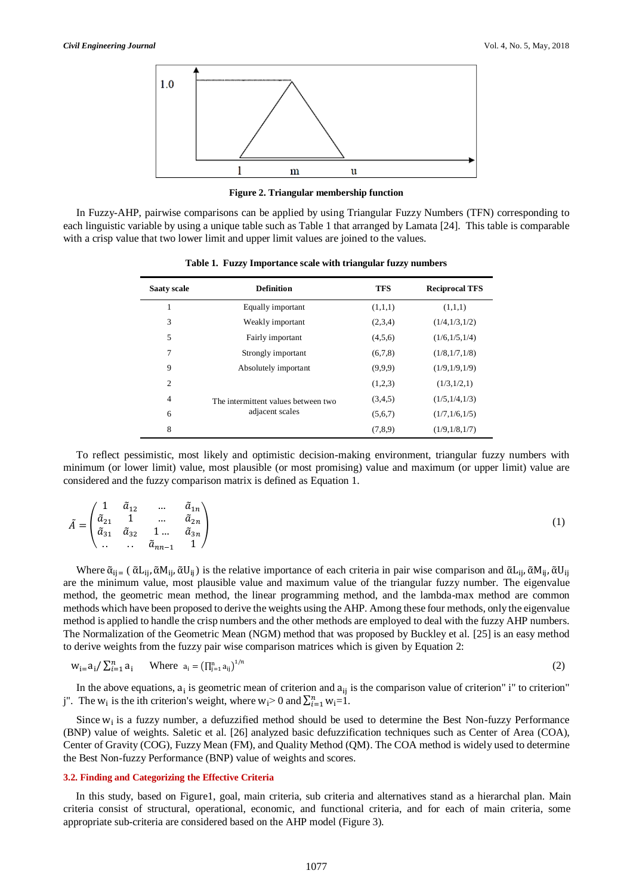**Figure 2. Triangular membership function**

In Fuzzy-AHP, pairwise comparisons can be applied by using Triangular Fuzzy Numbers (TFN) corresponding to each linguistic variable by using a unique table such as Table 1 that arranged by Lamata [24]. This table is comparable with a crisp value that two lower limit and upper limit values are joined to the values.

**Table 1. Fuzzy Importance scale with triangular fuzzy numbers**

| Saaty scale | Definition | TFS | Reciprocal TFS |
|---|---|---|---|
| 1 | Equally important | (1,1,1) | (1,1,1) |
| 3 | Weakly important | (2,3,4) | (1/4,1/3,1/2) |
| 5 | Fairly important | (4,5,6) | (1/6,1/5,1/4) |
| 7 | Strongly important | (6,7,8) | (1/8,1/7,1/8) |
| 9 | Absolutely important | (9,9,9) | (1/9,1/9,1/9) |
| 2 | The intermittent values between two adjacent scales | (1,2,3) | (1/3,1/2,1) |
| 4 | | (3,4,5) | (1/5,1/4,1/3) |
| 6 | | (5,6,7) | (1/7,1/6,1/5) |
| 8 | | (7,8,9) | (1/9,1/8,1/7) |

To reflect pessimistic, most likely and optimistic decision-making environment, triangular fuzzy numbers with minimum (or lower limit) value, most plausible (or most promising) value and maximum (or upper limit) value are considered and the fuzzy comparison matrix is defined as Equation 1.

$$\tilde{A} = \begin{pmatrix} 1 & \tilde{a}_{12} & \dots & \tilde{a}_{1n} \\ \tilde{a}_{21} & 1 & \dots & \tilde{a}_{2n} \\ \tilde{a}_{31} & \tilde{a}_{32} & 1 \dots & \tilde{a}_{3n} \\ .. & .. & \tilde{a}_{nn-1} & 1 \end{pmatrix} \quad (1)$$

Where $\tilde{\alpha}_{ij} = (\tilde{\alpha}L_{ij}, \tilde{\alpha}M_{ij}, \tilde{\alpha}U_{ij})$ is the relative importance of each criteria in pair wise comparison and $\tilde{\alpha}L_{ij}, \tilde{\alpha}M_{ij}, \tilde{\alpha}U_{ij}$ are the minimum value, most plausible value and maximum value of the triangular fuzzy number. The eigenvalue method, the geometric mean method, the linear programming method, and the lambda-max method are common methods which have been proposed to derive the weights using the AHP. Among these four methods, only the eigenvalue method is applied to handle the crisp numbers and the other methods are employed to deal with the fuzzy AHP numbers. The Normalization of the Geometric Mean (NGM) method that was proposed by Buckley et al. [25] is an easy method to derive weights from the fuzzy pair wise comparison matrices which is given by Equation 2:

$$w_i = a_i / \sum_{i=1}^{n} a_i \qquad \text{Where } a_i = \left(\prod_{j=1}^{n} a_{ij}\right)^{1/n} \quad (2)$$

In the above equations, $a_i$ is geometric mean of criterion and $a_{ij}$ is the comparison value of criterion" i" to criterion" j". The $w_i$ is the ith criterion's weight, where $w_i > 0$ and $\sum_{i=1}^{n} w_i = 1$.

Since $w_i$ is a fuzzy number, a defuzzified method should be used to determine the Best Non-fuzzy Performance (BNP) value of weights. Saletic et al. [26] analyzed basic defuzzification techniques such as Center of Area (COA), Center of Gravity (COG), Fuzzy Mean (FM), and Quality Method (QM). The COA method is widely used to determine the Best Non-fuzzy Performance (BNP) value of weights and scores.

### 3.2. Finding and Categorizing the Effective Criteria

In this study, based on Figure1, goal, main criteria, sub criteria and alternatives stand as a hierarchal plan. Main criteria consist of structural, operational, economic, and functional criteria, and for each of main criteria, some appropriate sub-criteria are considered based on the AHP model (Figure 3).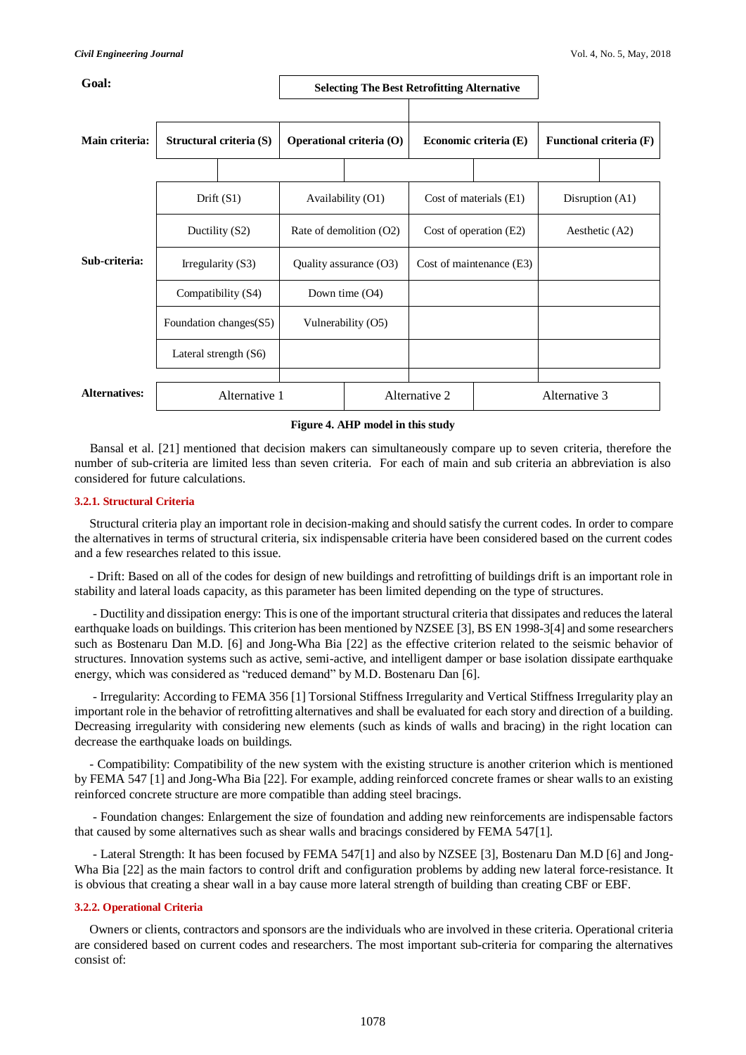| Goal: | Selecting The Best Retrofitting Alternative | | | |
|---|---|---|---|---|
| **Main criteria:** | **Structural criteria (S)** | **Operational criteria (O)** | **Economic criteria (E)** | **Functional criteria (F)** |
| **Sub-criteria:** | Drift (S1) | Availability (O1) | Cost of materials (E1) | Disruption (A1) |
| | Ductility (S2) | Rate of demolition (O2) | Cost of operation (E2) | Aesthetic (A2) |
| | Irregularity (S3) | Quality assurance (O3) | Cost of maintenance (E3) | |
| | Compatibility (S4) | Down time (O4) | | |
| | Foundation changes(S5) | Vulnerability (O5) | | |
| | Lateral strength (S6) | | | |
| **Alternatives:** | Alternative 1 | Alternative 2 | Alternative 3 | |

**Figure 4. AHP model in this study**

Bansal et al. [21] mentioned that decision makers can simultaneously compare up to seven criteria, therefore the number of sub-criteria are limited less than seven criteria. For each of main and sub criteria an abbreviation is also considered for future calculations.

#### 3.2.1. Structural Criteria

Structural criteria play an important role in decision-making and should satisfy the current codes. In order to compare the alternatives in terms of structural criteria, six indispensable criteria have been considered based on the current codes and a few researches related to this issue.

- Drift: Based on all of the codes for design of new buildings and retrofitting of buildings drift is an important role in stability and lateral loads capacity, as this parameter has been limited depending on the type of structures.

- Ductility and dissipation energy: This is one of the important structural criteria that dissipates and reduces the lateral earthquake loads on buildings. This criterion has been mentioned by NZSEE [3], BS EN 1998-3[4] and some researchers such as Bostenaru Dan M.D. [6] and Jong-Wha Bia [22] as the effective criterion related to the seismic behavior of structures. Innovation systems such as active, semi-active, and intelligent damper or base isolation dissipate earthquake energy, which was considered as "reduced demand" by M.D. Bostenaru Dan [6].

- Irregularity: According to FEMA 356 [1] Torsional Stiffness Irregularity and Vertical Stiffness Irregularity play an important role in the behavior of retrofitting alternatives and shall be evaluated for each story and direction of a building. Decreasing irregularity with considering new elements (such as kinds of walls and bracing) in the right location can decrease the earthquake loads on buildings.

- Compatibility: Compatibility of the new system with the existing structure is another criterion which is mentioned by FEMA 547 [1] and Jong-Wha Bia [22]. For example, adding reinforced concrete frames or shear walls to an existing reinforced concrete structure are more compatible than adding steel bracings.

- Foundation changes: Enlargement the size of foundation and adding new reinforcements are indispensable factors that caused by some alternatives such as shear walls and bracings considered by FEMA 547[1].

- Lateral Strength: It has been focused by FEMA 547[1] and also by NZSEE [3], Bostenaru Dan M.D [6] and Jong-Wha Bia [22] as the main factors to control drift and configuration problems by adding new lateral force-resistance. It is obvious that creating a shear wall in a bay cause more lateral strength of building than creating CBF or EBF.

#### 3.2.2. Operational Criteria

Owners or clients, contractors and sponsors are the individuals who are involved in these criteria. Operational criteria are considered based on current codes and researchers. The most important sub-criteria for comparing the alternatives consist of: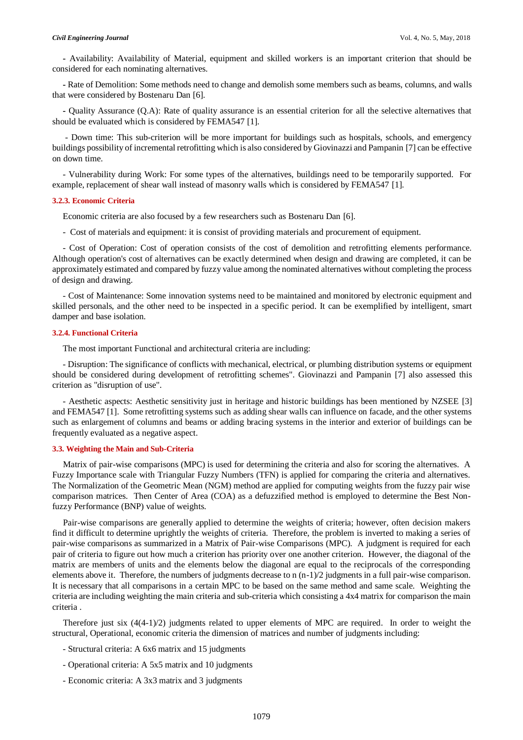- Availability: Availability of Material, equipment and skilled workers is an important criterion that should be considered for each nominating alternatives.

- Rate of Demolition: Some methods need to change and demolish some members such as beams, columns, and walls that were considered by Bostenaru Dan [6].

- Quality Assurance (Q.A): Rate of quality assurance is an essential criterion for all the selective alternatives that should be evaluated which is considered by FEMA547 [1].

- Down time: This sub-criterion will be more important for buildings such as hospitals, schools, and emergency buildings possibility of incremental retrofitting which is also considered by Giovinazzi and Pampanin [7] can be effective on down time.

- Vulnerability during Work: For some types of the alternatives, buildings need to be temporarily supported. For example, replacement of shear wall instead of masonry walls which is considered by FEMA547 [1].

#### 3.2.3. Economic Criteria

Economic criteria are also focused by a few researchers such as Bostenaru Dan [6].

- Cost of materials and equipment: it is consist of providing materials and procurement of equipment.

- Cost of Operation: Cost of operation consists of the cost of demolition and retrofitting elements performance. Although operation's cost of alternatives can be exactly determined when design and drawing are completed, it can be approximately estimated and compared by fuzzy value among the nominated alternatives without completing the process of design and drawing.

- Cost of Maintenance: Some innovation systems need to be maintained and monitored by electronic equipment and skilled personals, and the other need to be inspected in a specific period. It can be exemplified by intelligent, smart damper and base isolation.

#### 3.2.4. Functional Criteria

The most important Functional and architectural criteria are including:

- Disruption: The significance of conflicts with mechanical, electrical, or plumbing distribution systems or equipment should be considered during development of retrofitting schemes". Giovinazzi and Pampanin [7] also assessed this criterion as "disruption of use".

- Aesthetic aspects: Aesthetic sensitivity just in heritage and historic buildings has been mentioned by NZSEE [3] and FEMA547 [1]. Some retrofitting systems such as adding shear walls can influence on facade, and the other systems such as enlargement of columns and beams or adding bracing systems in the interior and exterior of buildings can be frequently evaluated as a negative aspect.

### 3.3. Weighting the Main and Sub-Criteria

Matrix of pair-wise comparisons (MPC) is used for determining the criteria and also for scoring the alternatives. A Fuzzy Importance scale with Triangular Fuzzy Numbers (TFN) is applied for comparing the criteria and alternatives. The Normalization of the Geometric Mean (NGM) method are applied for computing weights from the fuzzy pair wise comparison matrices. Then Center of Area (COA) as a defuzzified method is employed to determine the Best Non-fuzzy Performance (BNP) value of weights.

Pair-wise comparisons are generally applied to determine the weights of criteria; however, often decision makers find it difficult to determine uprightly the weights of criteria. Therefore, the problem is inverted to making a series of pair-wise comparisons as summarized in a Matrix of Pair-wise Comparisons (MPC). A judgment is required for each pair of criteria to figure out how much a criterion has priority over one another criterion. However, the diagonal of the matrix are members of units and the elements below the diagonal are equal to the reciprocals of the corresponding elements above it. Therefore, the numbers of judgments decrease to $n(n-1)/2$ judgments in a full pair-wise comparison. It is necessary that all comparisons in a certain MPC to be based on the same method and same scale. Weighting the criteria are including weighting the main criteria and sub-criteria which consisting a 4x4 matrix for comparison the main criteria .

Therefore just six $(4(4-1)/2)$ judgments related to upper elements of MPC are required. In order to weight the structural, Operational, economic criteria the dimension of matrices and number of judgments including:

- Structural criteria: A 6x6 matrix and 15 judgments

- Operational criteria: A 5x5 matrix and 10 judgments

- Economic criteria: A 3x3 matrix and 3 judgments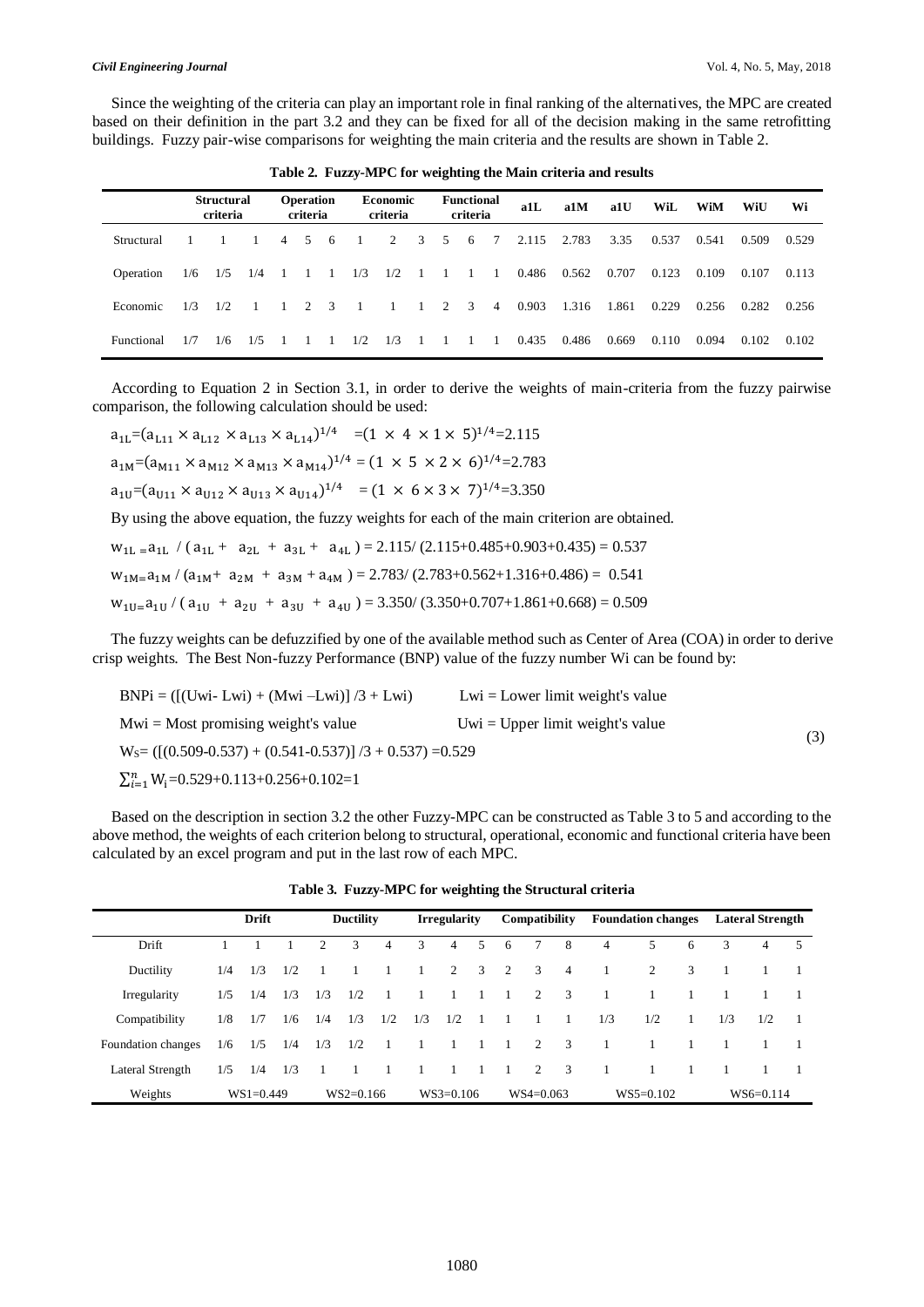Since the weighting of the criteria can play an important role in final ranking of the alternatives, the MPC are created based on their definition in the part 3.2 and they can be fixed for all of the decision making in the same retrofitting buildings. Fuzzy pair-wise comparisons for weighting the main criteria and the results are shown in Table 2.

**Table 2. Fuzzy-MPC for weighting the Main criteria and results**

| | Structural criteria | | | Operation criteria | | | Economic criteria | | | Functional criteria | | | a1L | a1M | a1U | WiL | WiM | WiU | Wi |
|---|---|---|---|---|---|---|---|---|---|---|---|---|---|---|---|---|---|---|---|
| Structural | 1 | 1 | 1 | 4 | 5 | 6 | 1 | 2 | 3 | 5 | 6 | 7 | 2.115 | 2.783 | 3.35 | 0.537 | 0.541 | 0.509 | 0.529 |
| Operation | 1/6 | 1/5 | 1/4 | 1 | 1 | 1 | 1/3 | 1/2 | 1 | 1 | 1 | 1 | 0.486 | 0.562 | 0.707 | 0.123 | 0.109 | 0.107 | 0.113 |
| Economic | 1/3 | 1/2 | 1 | 1 | 2 | 3 | 1 | 1 | 1 | 2 | 3 | 4 | 0.903 | 1.316 | 1.861 | 0.229 | 0.256 | 0.282 | 0.256 |
| Functional | 1/7 | 1/6 | 1/5 | 1 | 1 | 1 | 1/2 | 1/3 | 1 | 1 | 1 | 1 | 0.435 | 0.486 | 0.669 | 0.110 | 0.094 | 0.102 | 0.102 |

According to Equation 2 in Section 3.1, in order to derive the weights of main-criteria from the fuzzy pairwise comparison, the following calculation should be used:

$a_{1L}=(a_{L11} \times a_{L12} \times a_{L13} \times a_{L14})^{1/4} =(1 \times 4 \times 1 \times 5)^{1/4}=2.115$

$a_{1M}=(a_{M11} \times a_{M12} \times a_{M13} \times a_{M14})^{1/4} = (1 \times 5 \times 2 \times 6)^{1/4}=2.783$

$a_{1U}=(a_{U11} \times a_{U12} \times a_{U13} \times a_{U14})^{1/4} = (1 \times 6 \times 3 \times 7)^{1/4}=3.350$

By using the above equation, the fuzzy weights for each of the main criterion are obtained.

$w_{1L} = a_{1L} / (a_{1L} + a_{2L} + a_{3L} + a_{4L}) = 2.115/ (2.115+0.485+0.903+0.435) = 0.537$

$w_{1M} = a_{1M} / (a_{1M} + a_{2M} + a_{3M} + a_{4M}) = 2.783/ (2.783+0.562+1.316+0.486) = 0.541$

$w_{1U} = a_{1U} / (a_{1U} + a_{2U} + a_{3U} + a_{4U}) = 3.350/ (3.350+0.707+1.861+0.668) = 0.509$

The fuzzy weights can be defuzzified by one of the available method such as Center of Area (COA) in order to derive crisp weights. The Best Non-fuzzy Performance (BNP) value of the fuzzy number Wi can be found by:

$$BNPi = ([(Uwi- Lwi) + (Mwi –Lwi)] /3 + Lwi) \quad \text{Lwi = Lower limit weight's value} \tag{3}$$

Mwi = Most promising weight's value  Uwi = Upper limit weight's value

$W_S= ([(0.509-0.537) + (0.541-0.537)] /3 + 0.537) =0.529$

$\sum_{i=1}^{n} W_i=0.529+0.113+0.256+0.102=1$

Based on the description in section 3.2 the other Fuzzy-MPC can be constructed as Table 3 to 5 and according to the above method, the weights of each criterion belong to structural, operational, economic and functional criteria have been calculated by an excel program and put in the last row of each MPC.

**Table 3. Fuzzy-MPC for weighting the Structural criteria**

| | Drift | | | Ductility | | | Irregularity | | | Compatibility | | | Foundation changes | | | Lateral Strength | | |
|---|---|---|---|---|---|---|---|---|---|---|---|---|---|---|---|---|---|---|
| Drift | 1 | 1 | 1 | 2 | 3 | 4 | 3 | 4 | 5 | 6 | 7 | 8 | 4 | 5 | 6 | 3 | 4 | 5 |
| Ductility | 1/4 | 1/3 | 1/2 | 1 | 1 | 1 | 1 | 2 | 3 | 2 | 3 | 4 | 1 | 2 | 3 | 1 | 1 | 1 |
| Irregularity | 1/5 | 1/4 | 1/3 | 1/3 | 1/2 | 1 | 1 | 1 | 1 | 1 | 2 | 3 | 1 | 1 | 1 | 1 | 1 | 1 |
| Compatibility | 1/8 | 1/7 | 1/6 | 1/4 | 1/3 | 1/2 | 1/3 | 1/2 | 1 | 1 | 1 | 1 | 1/3 | 1/2 | 1 | 1/3 | 1/2 | 1 |
| Foundation changes | 1/6 | 1/5 | 1/4 | 1/3 | 1/2 | 1 | 1 | 1 | 1 | 1 | 2 | 3 | 1 | 1 | 1 | 1 | 1 | 1 |
| Lateral Strength | 1/5 | 1/4 | 1/3 | 1 | 1 | 1 | 1 | 1 | 1 | 1 | 2 | 3 | 1 | 1 | 1 | 1 | 1 | 1 |
| Weights | WS1=0.449 | | | WS2=0.166 | | | WS3=0.106 | | | WS4=0.063 | | | WS5=0.102 | | | WS6=0.114 | | |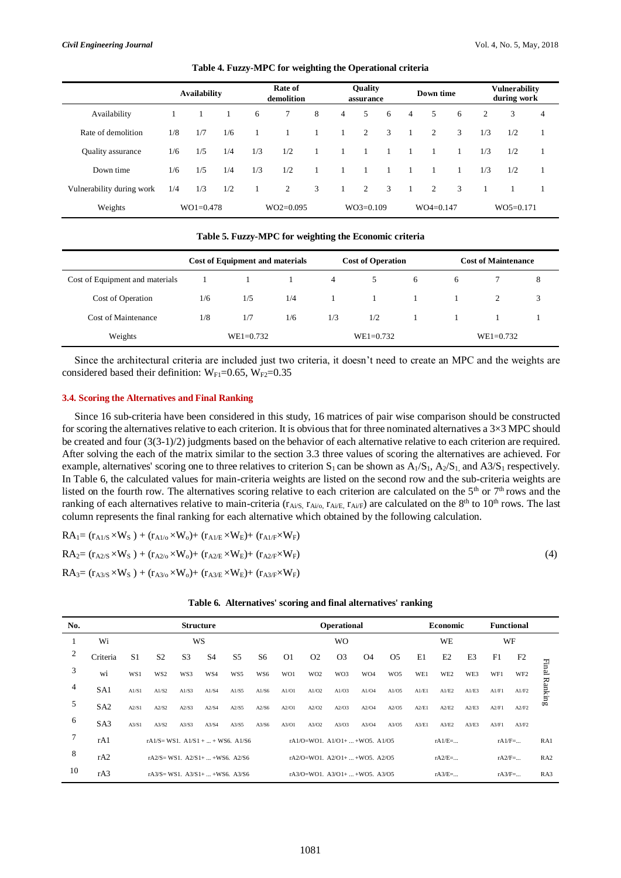**Table 4. Fuzzy-MPC for weighting the Operational criteria**

| | Availability | | | Rate of demolition | | | Quality assurance | | | Down time | | | Vulnerability during work | | |
|---|---|---|---|---|---|---|---|---|---|---|---|---|---|---|---|
| Availability | 1 | 1 | 1 | 6 | 7 | 8 | 4 | 5 | 6 | 4 | 5 | 6 | 2 | 3 | 4 |
| Rate of demolition | 1/8 | 1/7 | 1/6 | 1 | 1 | 1 | 1 | 2 | 3 | 1 | 2 | 3 | 1/3 | 1/2 | 1 |
| Quality assurance | 1/6 | 1/5 | 1/4 | 1/3 | 1/2 | 1 | 1 | 1 | 1 | 1 | 1 | 1 | 1/3 | 1/2 | 1 |
| Down time | 1/6 | 1/5 | 1/4 | 1/3 | 1/2 | 1 | 1 | 1 | 1 | 1 | 1 | 1 | 1/3 | 1/2 | 1 |
| Vulnerability during work | 1/4 | 1/3 | 1/2 | 1 | 2 | 3 | 1 | 2 | 3 | 1 | 2 | 3 | 1 | 1 | 1 |
| Weights | WO1=0.478 | | | WO2=0.095 | | | WO3=0.109 | | | WO4=0.147 | | | WO5=0.171 | | |

**Table 5. Fuzzy-MPC for weighting the Economic criteria**

| | Cost of Equipment and materials | | | Cost of Operation | | | Cost of Maintenance | | |
|---|---|---|---|---|---|---|---|---|---|
| Cost of Equipment and materials | 1 | 1 | 1 | 4 | 5 | 6 | 6 | 7 | 8 |
| Cost of Operation | 1/6 | 1/5 | 1/4 | 1 | 1 | 1 | 1 | 2 | 3 |
| Cost of Maintenance | 1/8 | 1/7 | 1/6 | 1/3 | 1/2 | 1 | 1 | 1 | 1 |
| Weights | WE1=0.732 | | | WE1=0.732 | | | WE1=0.732 | | |

Since the architectural criteria are included just two criteria, it doesn't need to create an MPC and the weights are considered based their definition: $W_{F1}$=0.65, $W_{F2}$=0.35

### 3.4. Scoring the Alternatives and Final Ranking

Since 16 sub-criteria have been considered in this study, 16 matrices of pair wise comparison should be constructed for scoring the alternatives relative to each criterion. It is obvious that for three nominated alternatives a 3×3 MPC should be created and four (3(3-1)/2) judgments based on the behavior of each alternative relative to each criterion are required. After solving the each of the matrix similar to the section 3.3 three values of scoring the alternatives are achieved. For example, alternatives' scoring one to three relatives to criterion $S_1$ can be shown as $A_1/S_1$, $A_2/S_1$, and A3/$S_1$ respectively. In Table 6, the calculated values for main-criteria weights are listed on the second row and the sub-criteria weights are listed on the fourth row. The alternatives scoring relative to each criterion are calculated on the 5th or 7th rows and the ranking of each alternative relative to main-criteria ($r_{Ai/S}$, $r_{Ai/o}$, $r_{Ai/E}$, $r_{Ai/F}$) are calculated on the 8th to 10th rows. The last column represents the final ranking for each alternative which obtained by the following calculation.

$$RA_1 = (r_{A1/S} \times W_S) + (r_{A1/o} \times W_o) + (r_{A1/E} \times W_E) + (r_{A1/F} \times W_F)$$
$$RA_2 = (r_{A2/S} \times W_S) + (r_{A2/o} \times W_o) + (r_{A2/E} \times W_E) + (r_{A2/F} \times W_F) \quad (4)$$
$$RA_3 = (r_{A3/S} \times W_S) + (r_{A3/o} \times W_o) + (r_{A3/E} \times W_E) + (r_{A3/F} \times W_F)$$

**Table 6. Alternatives' scoring and final alternatives' ranking**

| No. | | Structure | | | | | | Operational | | | | | Economic | | | Functional | | Final Ranking |
|---|---|---|---|---|---|---|---|---|---|---|---|---|---|---|---|---|---|---|
| 1 | Wi | WS | | | | | | WO | | | | | WE | | | WF | | |
| 2 | Criteria | S1 | S2 | S3 | S4 | S5 | S6 | O1 | O2 | O3 | O4 | O5 | E1 | E2 | E3 | F1 | F2 | |
| 3 | wi | WS1 | WS2 | WS3 | WS4 | WS5 | WS6 | WO1 | WO2 | WO3 | WO4 | WO5 | WE1 | WE2 | WE3 | WF1 | WF2 | |
| 4 | SA1 | A1/S1 | A1/S2 | A1/S3 | A1/S4 | A1/S5 | A1/S6 | A1/O1 | A1/O2 | A1/O3 | A1/O4 | A1/O5 | A1/E1 | A1/E2 | A1/E3 | A1/F1 | A1/F2 | |
| 5 | SA2 | A2/S1 | A2/S2 | A2/S3 | A2/S4 | A2/S5 | A2/S6 | A2/O1 | A2/O2 | A2/O3 | A2/O4 | A2/O5 | A2/E1 | A2/E2 | A2/E3 | A2/F1 | A2/F2 | |
| 6 | SA3 | A3/S1 | A3/S2 | A3/S3 | A3/S4 | A3/S5 | A3/S6 | A3/O1 | A3/O2 | A3/O3 | A3/O4 | A3/O5 | A3/E1 | A3/E2 | A3/E3 | A3/F1 | A3/F2 | |
| 7 | rA1 | rA1/S= WS1. A1/S1 + ... + WS6. A1/S6 | | | | | | rA1/O=WO1. A1/O1+ ... +WO5. A1/O5 | | | | | rA1/E=... | | | rA1/F=... | | RA1 |
| 8 | rA2 | rA2/S= WS1. A2/S1+ ... +WS6. A2/S6 | | | | | | rA2/O=WO1. A2/O1+ ... +WO5. A2/O5 | | | | | rA2/E=... | | | rA2/F=... | | RA2 |
| 10 | rA3 | rA3/S= WS1. A3/S1+ ... +WS6. A3/S6 | | | | | | rA3/O=WO1. A3/O1+ ... +WO5. A3/O5 | | | | | rA3/E=... | | | rA3/F=... | | RA3 |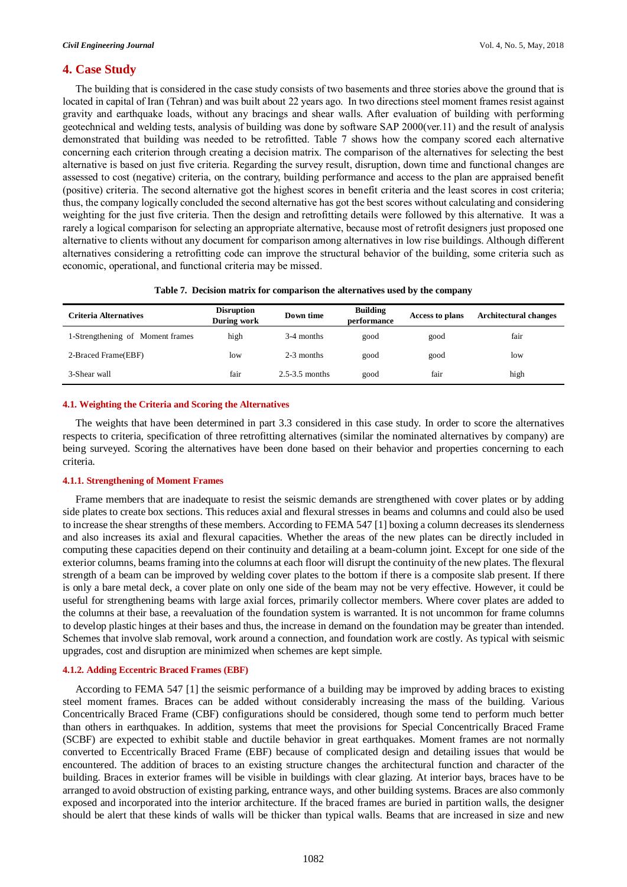## 4. Case Study

The building that is considered in the case study consists of two basements and three stories above the ground that is located in capital of Iran (Tehran) and was built about 22 years ago. In two directions steel moment frames resist against gravity and earthquake loads, without any bracings and shear walls. After evaluation of building with performing geotechnical and welding tests, analysis of building was done by software SAP 2000(ver.11) and the result of analysis demonstrated that building was needed to be retrofitted. Table 7 shows how the company scored each alternative concerning each criterion through creating a decision matrix. The comparison of the alternatives for selecting the best alternative is based on just five criteria. Regarding the survey result, disruption, down time and functional changes are assessed to cost (negative) criteria, on the contrary, building performance and access to the plan are appraised benefit (positive) criteria. The second alternative got the highest scores in benefit criteria and the least scores in cost criteria; thus, the company logically concluded the second alternative has got the best scores without calculating and considering weighting for the just five criteria. Then the design and retrofitting details were followed by this alternative. It was a rarely a logical comparison for selecting an appropriate alternative, because most of retrofit designers just proposed one alternative to clients without any document for comparison among alternatives in low rise buildings. Although different alternatives considering a retrofitting code can improve the structural behavior of the building, some criteria such as economic, operational, and functional criteria may be missed.

**Table 7. Decision matrix for comparison the alternatives used by the company**

| Criteria Alternatives | Disruption During work | Down time | Building performance | Access to plans | Architectural changes |
|---|---|---|---|---|---|
| 1-Strengthening of Moment frames | high | 3-4 months | good | good | fair |
| 2-Braced Frame(EBF) | low | 2-3 months | good | good | low |
| 3-Shear wall | fair | 2.5-3.5 months | good | fair | high |

### 4.1. Weighting the Criteria and Scoring the Alternatives

The weights that have been determined in part 3.3 considered in this case study. In order to score the alternatives respects to criteria, specification of three retrofitting alternatives (similar the nominated alternatives by company) are being surveyed. Scoring the alternatives have been done based on their behavior and properties concerning to each criteria.

#### 4.1.1. Strengthening of Moment Frames

Frame members that are inadequate to resist the seismic demands are strengthened with cover plates or by adding side plates to create box sections. This reduces axial and flexural stresses in beams and columns and could also be used to increase the shear strengths of these members. According to FEMA 547 [1] boxing a column decreases its slenderness and also increases its axial and flexural capacities. Whether the areas of the new plates can be directly included in computing these capacities depend on their continuity and detailing at a beam-column joint. Except for one side of the exterior columns, beams framing into the columns at each floor will disrupt the continuity of the new plates. The flexural strength of a beam can be improved by welding cover plates to the bottom if there is a composite slab present. If there is only a bare metal deck, a cover plate on only one side of the beam may not be very effective. However, it could be useful for strengthening beams with large axial forces, primarily collector members. Where cover plates are added to the columns at their base, a reevaluation of the foundation system is warranted. It is not uncommon for frame columns to develop plastic hinges at their bases and thus, the increase in demand on the foundation may be greater than intended. Schemes that involve slab removal, work around a connection, and foundation work are costly. As typical with seismic upgrades, cost and disruption are minimized when schemes are kept simple.

#### 4.1.2. Adding Eccentric Braced Frames (EBF)

According to FEMA 547 [1] the seismic performance of a building may be improved by adding braces to existing steel moment frames. Braces can be added without considerably increasing the mass of the building. Various Concentrically Braced Frame (CBF) configurations should be considered, though some tend to perform much better than others in earthquakes. In addition, systems that meet the provisions for Special Concentrically Braced Frame (SCBF) are expected to exhibit stable and ductile behavior in great earthquakes. Moment frames are not normally converted to Eccentrically Braced Frame (EBF) because of complicated design and detailing issues that would be encountered. The addition of braces to an existing structure changes the architectural function and character of the building. Braces in exterior frames will be visible in buildings with clear glazing. At interior bays, braces have to be arranged to avoid obstruction of existing parking, entrance ways, and other building systems. Braces are also commonly exposed and incorporated into the interior architecture. If the braced frames are buried in partition walls, the designer should be alert that these kinds of walls will be thicker than typical walls. Beams that are increased in size and new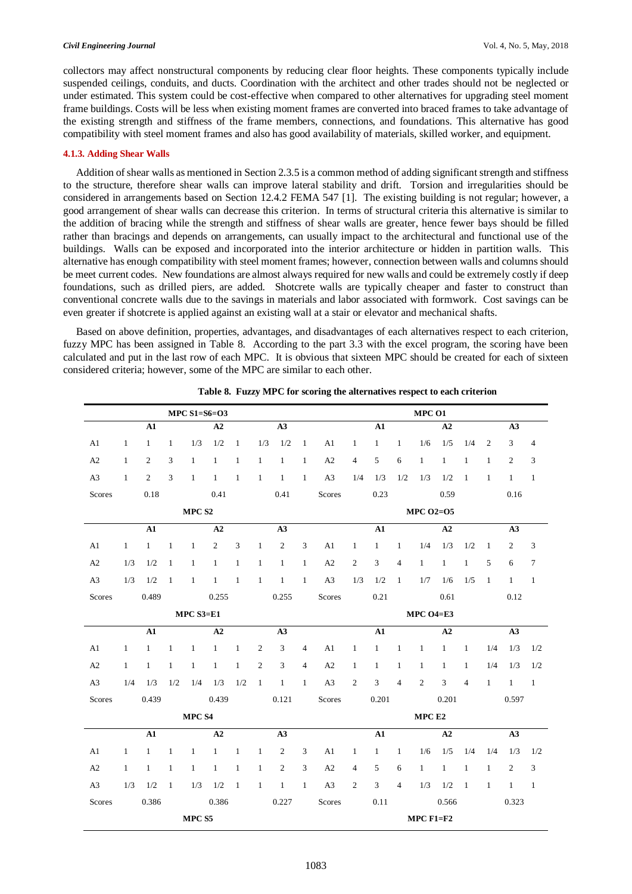collectors may affect nonstructural components by reducing clear floor heights. These components typically include suspended ceilings, conduits, and ducts. Coordination with the architect and other trades should not be neglected or under estimated. This system could be cost-effective when compared to other alternatives for upgrading steel moment frame buildings. Costs will be less when existing moment frames are converted into braced frames to take advantage of the existing strength and stiffness of the frame members, connections, and foundations. This alternative has good compatibility with steel moment frames and also has good availability of materials, skilled worker, and equipment.

#### 4.1.3. Adding Shear Walls

Addition of shear walls as mentioned in Section 2.3.5 is a common method of adding significant strength and stiffness to the structure, therefore shear walls can improve lateral stability and drift. Torsion and irregularities should be considered in arrangements based on Section 12.4.2 FEMA 547 [1]. The existing building is not regular; however, a good arrangement of shear walls can decrease this criterion. In terms of structural criteria this alternative is similar to the addition of bracing while the strength and stiffness of shear walls are greater, hence fewer bays should be filled rather than bracings and depends on arrangements, can usually impact to the architectural and functional use of the buildings. Walls can be exposed and incorporated into the interior architecture or hidden in partition walls. This alternative has enough compatibility with steel moment frames; however, connection between walls and columns should be meet current codes. New foundations are almost always required for new walls and could be extremely costly if deep foundations, such as drilled piers, are added. Shotcrete walls are typically cheaper and faster to construct than conventional concrete walls due to the savings in materials and labor associated with formwork. Cost savings can be even greater if shotcrete is applied against an existing wall at a stair or elevator and mechanical shafts.

Based on above definition, properties, advantages, and disadvantages of each alternatives respect to each criterion, fuzzy MPC has been assigned in Table 8. According to the part 3.3 with the excel program, the scoring have been calculated and put in the last row of each MPC. It is obvious that sixteen MPC should be created for each of sixteen considered criteria; however, some of the MPC are similar to each other.

**Table 8. Fuzzy MPC for scoring the alternatives respect to each criterion**

| MPC S1=S6=O3 | | | | | | | | | | MPC O1 | | | | | | | | | |
|---|---|---|---|---|---|---|---|---|---|---|---|---|---|---|---|---|---|---|---|
| | | A1 | | | A2 | | | A3 | | | | A1 | | | A2 | | | A3 | |
| A1 | 1 | 1 | 1 | 1/3 | 1/2 | 1 | 1/3 | 1/2 | 1 | A1 | 1 | 1 | 1 | 1/6 | 1/5 | 1/4 | 2 | 3 | 4 |
| A2 | 1 | 2 | 3 | 1 | 1 | 1 | 1 | 1 | 1 | A2 | 4 | 5 | 6 | 1 | 1 | 1 | 1 | 2 | 3 |
| A3 | 1 | 2 | 3 | 1 | 1 | 1 | 1 | 1 | 1 | A3 | 1/4 | 1/3 | 1/2 | 1/3 | 1/2 | 1 | 1 | 1 | 1 |
| Scores | | 0.18 | | | 0.41 | | | 0.41 | | Scores | | 0.23 | | | 0.59 | | | 0.16 | |
| MPC S2 | | | | | | | | | | MPC O2=O5 | | | | | | | | | |
| | | A1 | | | A2 | | | A3 | | | | A1 | | | A2 | | | A3 | |
| A1 | 1 | 1 | 1 | 1 | 2 | 3 | 1 | 2 | 3 | A1 | 1 | 1 | 1 | 1/4 | 1/3 | 1/2 | 1 | 2 | 3 |
| A2 | 1/3 | 1/2 | 1 | 1 | 1 | 1 | 1 | 1 | 1 | A2 | 2 | 3 | 4 | 1 | 1 | 1 | 5 | 6 | 7 |
| A3 | 1/3 | 1/2 | 1 | 1 | 1 | 1 | 1 | 1 | 1 | A3 | 1/3 | 1/2 | 1 | 1/7 | 1/6 | 1/5 | 1 | 1 | 1 |
| Scores | | 0.489 | | | 0.255 | | | 0.255 | | Scores | | 0.21 | | | 0.61 | | | 0.12 | |
| MPC S3=E1 | | | | | | | | | | MPC O4=E3 | | | | | | | | | |
| | | A1 | | | A2 | | | A3 | | | | A1 | | | A2 | | | A3 | |
| A1 | 1 | 1 | 1 | 1 | 1 | 1 | 2 | 3 | 4 | A1 | 1 | 1 | 1 | 1 | 1 | 1 | 1/4 | 1/3 | 1/2 |
| A2 | 1 | 1 | 1 | 1 | 1 | 1 | 2 | 3 | 4 | A2 | 1 | 1 | 1 | 1 | 1 | 1 | 1/4 | 1/3 | 1/2 |
| A3 | 1/4 | 1/3 | 1/2 | 1/4 | 1/3 | 1/2 | 1 | 1 | 1 | A3 | 2 | 3 | 4 | 2 | 3 | 4 | 1 | 1 | 1 |
| Scores | | 0.439 | | | 0.439 | | | 0.121 | | Scores | | 0.201 | | | 0.201 | | | 0.597 | |
| MPC S4 | | | | | | | | | | MPC E2 | | | | | | | | | |
| | | A1 | | | A2 | | | A3 | | | | A1 | | | A2 | | | A3 | |
| A1 | 1 | 1 | 1 | 1 | 1 | 1 | 1 | 2 | 3 | A1 | 1 | 1 | 1 | 1/6 | 1/5 | 1/4 | 1/4 | 1/3 | 1/2 |
| A2 | 1 | 1 | 1 | 1 | 1 | 1 | 1 | 2 | 3 | A2 | 4 | 5 | 6 | 1 | 1 | 1 | 1 | 2 | 3 |
| A3 | 1/3 | 1/2 | 1 | 1/3 | 1/2 | 1 | 1 | 1 | 1 | A3 | 2 | 3 | 4 | 1/3 | 1/2 | 1 | 1 | 1 | 1 |
| Scores | | 0.386 | | | 0.386 | | | 0.227 | | Scores | | 0.11 | | | 0.566 | | | 0.323 | |
| MPC S5 | | | | | | | | | | MPC F1=F2 | | | | | | | | | |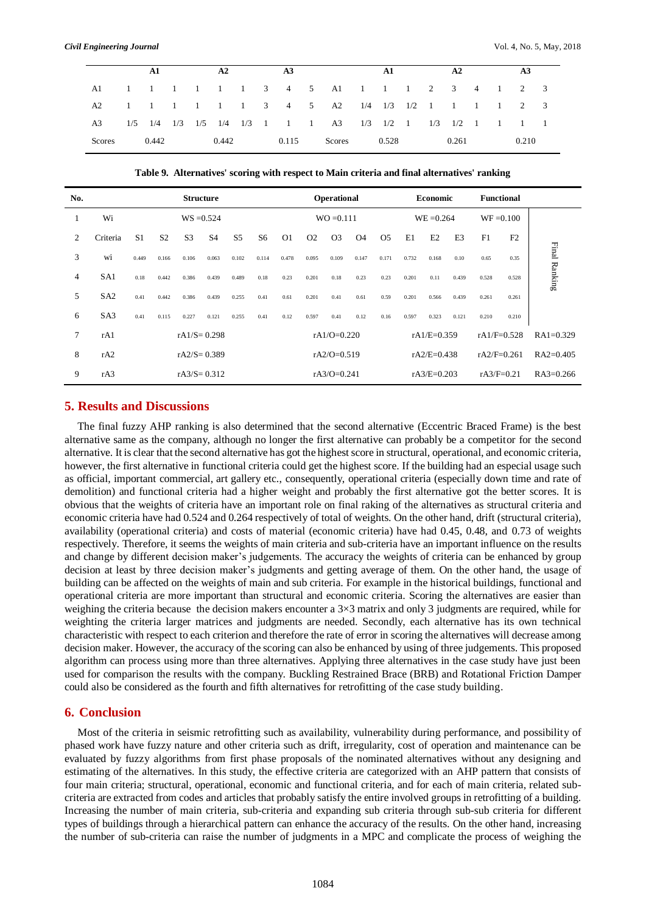| | A1 | | | A2 | | | A3 | | | | A1 | | | A2 | | | A3 | | |
|---|---|---|---|---|---|---|---|---|---|---|---|---|---|---|---|---|---|---|---|
| A1 | 1 | 1 | 1 | 1 | 1 | 1 | 3 | 4 | 5 | A1 | 1 | 1 | 1 | 2 | 3 | 4 | 1 | 2 | 3 |
| A2 | 1 | 1 | 1 | 1 | 1 | 1 | 3 | 4 | 5 | A2 | 1/4 | 1/3 | 1/2 | 1 | 1 | 1 | 1 | 2 | 3 |
| A3 | 1/5 | 1/4 | 1/3 | 1/5 | 1/4 | 1/3 | 1 | 1 | 1 | A3 | 1/3 | 1/2 | 1 | 1/3 | 1/2 | 1 | 1 | 1 | 1 |
| Scores | 0.442 | | | 0.442 | | | 0.115 | | | Scores | 0.528 | | | 0.261 | | | 0.210 | | |

**Table 9. Alternatives' scoring with respect to Main criteria and final alternatives' ranking**

| No. | | Structure | | | | | | Operational | | | | | Economic | | | Functional | | |
|---|---|---|---|---|---|---|---|---|---|---|---|---|---|---|---|---|---|---|
| 1 | Wi | WS =0.524 | | | | | | WO =0.111 | | | | | WE =0.264 | | | WF =0.100 | | Final Ranking |
| 2 | Criteria | S1 | S2 | S3 | S4 | S5 | S6 | O1 | O2 | O3 | O4 | O5 | E1 | E2 | E3 | F1 | F2 | |
| 3 | wi | 0.449 | 0.166 | 0.106 | 0.063 | 0.102 | 0.114 | 0.478 | 0.095 | 0.109 | 0.147 | 0.171 | 0.732 | 0.168 | 0.10 | 0.65 | 0.35 | |
| 4 | SA1 | 0.18 | 0.442 | 0.386 | 0.439 | 0.489 | 0.18 | 0.23 | 0.201 | 0.18 | 0.23 | 0.23 | 0.201 | 0.11 | 0.439 | 0.528 | 0.528 | |
| 5 | SA2 | 0.41 | 0.442 | 0.386 | 0.439 | 0.255 | 0.41 | 0.61 | 0.201 | 0.41 | 0.61 | 0.59 | 0.201 | 0.566 | 0.439 | 0.261 | 0.261 | |
| 6 | SA3 | 0.41 | 0.115 | 0.227 | 0.121 | 0.255 | 0.41 | 0.12 | 0.597 | 0.41 | 0.12 | 0.16 | 0.597 | 0.323 | 0.121 | 0.210 | 0.210 | |
| 7 | rA1 | rA1/S= 0.298 | | | | | | rA1/O=0.220 | | | | | rA1/E=0.359 | | | rA1/F=0.528 | | RA1=0.329 |
| 8 | rA2 | rA2/S= 0.389 | | | | | | rA2/O=0.519 | | | | | rA2/E=0.438 | | | rA2/F=0.261 | | RA2=0.405 |
| 9 | rA3 | rA3/S= 0.312 | | | | | | rA3/O=0.241 | | | | | rA3/E=0.203 | | | rA3/F=0.21 | | RA3=0.266 |

## 5. Results and Discussions

The final fuzzy AHP ranking is also determined that the second alternative (Eccentric Braced Frame) is the best alternative same as the company, although no longer the first alternative can probably be a competitor for the second alternative. It is clear that the second alternative has got the highest score in structural, operational, and economic criteria, however, the first alternative in functional criteria could get the highest score. If the building had an especial usage such as official, important commercial, art gallery etc., consequently, operational criteria (especially down time and rate of demolition) and functional criteria had a higher weight and probably the first alternative got the better scores. It is obvious that the weights of criteria have an important role on final raking of the alternatives as structural criteria and economic criteria have had 0.524 and 0.264 respectively of total of weights. On the other hand, drift (structural criteria), availability (operational criteria) and costs of material (economic criteria) have had 0.45, 0.48, and 0.73 of weights respectively. Therefore, it seems the weights of main criteria and sub-criteria have an important influence on the results and change by different decision maker's judgements. The accuracy the weights of criteria can be enhanced by group decision at least by three decision maker's judgments and getting average of them. On the other hand, the usage of building can be affected on the weights of main and sub criteria. For example in the historical buildings, functional and operational criteria are more important than structural and economic criteria. Scoring the alternatives are easier than weighing the criteria because the decision makers encounter a 3×3 matrix and only 3 judgments are required, while for weighting the criteria larger matrices and judgments are needed. Secondly, each alternative has its own technical characteristic with respect to each criterion and therefore the rate of error in scoring the alternatives will decrease among decision maker. However, the accuracy of the scoring can also be enhanced by using of three judgements. This proposed algorithm can process using more than three alternatives. Applying three alternatives in the case study have just been used for comparison the results with the company. Buckling Restrained Brace (BRB) and Rotational Friction Damper could also be considered as the fourth and fifth alternatives for retrofitting of the case study building.

## 6. Conclusion

Most of the criteria in seismic retrofitting such as availability, vulnerability during performance, and possibility of phased work have fuzzy nature and other criteria such as drift, irregularity, cost of operation and maintenance can be evaluated by fuzzy algorithms from first phase proposals of the nominated alternatives without any designing and estimating of the alternatives. In this study, the effective criteria are categorized with an AHP pattern that consists of four main criteria; structural, operational, economic and functional criteria, and for each of main criteria, related sub-criteria are extracted from codes and articles that probably satisfy the entire involved groups in retrofitting of a building. Increasing the number of main criteria, sub-criteria and expanding sub criteria through sub-sub criteria for different types of buildings through a hierarchical pattern can enhance the accuracy of the results. On the other hand, increasing the number of sub-criteria can raise the number of judgments in a MPC and complicate the process of weighing the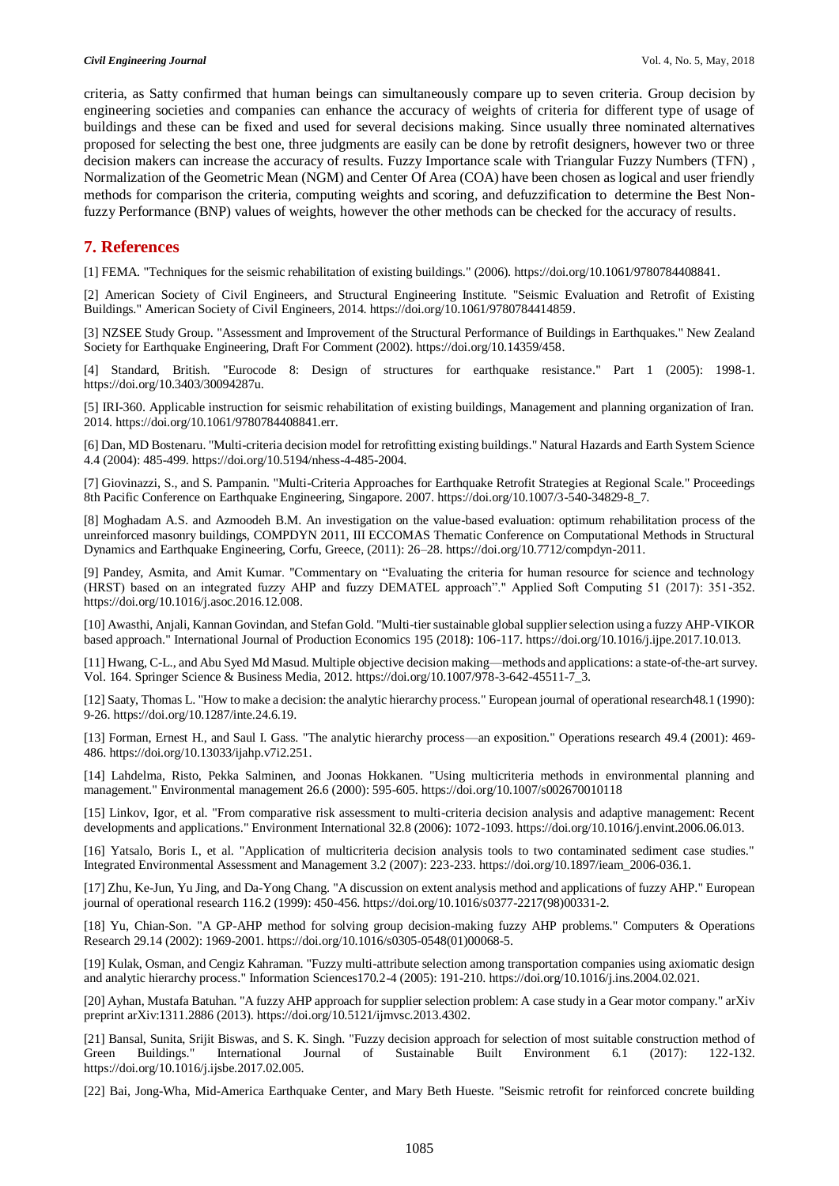criteria, as Satty confirmed that human beings can simultaneously compare up to seven criteria. Group decision by engineering societies and companies can enhance the accuracy of weights of criteria for different type of usage of buildings and these can be fixed and used for several decisions making. Since usually three nominated alternatives proposed for selecting the best one, three judgments are easily can be done by retrofit designers, however two or three decision makers can increase the accuracy of results. Fuzzy Importance scale with Triangular Fuzzy Numbers (TFN) , Normalization of the Geometric Mean (NGM) and Center Of Area (COA) have been chosen as logical and user friendly methods for comparison the criteria, computing weights and scoring, and defuzzification to determine the Best Non-fuzzy Performance (BNP) values of weights, however the other methods can be checked for the accuracy of results.

## 7. References

[1] FEMA. "Techniques for the seismic rehabilitation of existing buildings." (2006). https://doi.org/10.1061/9780784408841.

[2] American Society of Civil Engineers, and Structural Engineering Institute. "Seismic Evaluation and Retrofit of Existing Buildings." American Society of Civil Engineers, 2014. https://doi.org/10.1061/9780784414859.

[3] NZSEE Study Group. "Assessment and Improvement of the Structural Performance of Buildings in Earthquakes." New Zealand Society for Earthquake Engineering, Draft For Comment (2002). https://doi.org/10.14359/458.

[4] Standard, British. "Eurocode 8: Design of structures for earthquake resistance." Part 1 (2005): 1998-1. https://doi.org/10.3403/30094287u.

[5] IRI-360. Applicable instruction for seismic rehabilitation of existing buildings, Management and planning organization of Iran. 2014. https://doi.org/10.1061/9780784408841.err.

[6] Dan, MD Bostenaru. "Multi-criteria decision model for retrofitting existing buildings." Natural Hazards and Earth System Science 4.4 (2004): 485-499. https://doi.org/10.5194/nhess-4-485-2004.

[7] Giovinazzi, S., and S. Pampanin. "Multi-Criteria Approaches for Earthquake Retrofit Strategies at Regional Scale." Proceedings 8th Pacific Conference on Earthquake Engineering, Singapore. 2007. https://doi.org/10.1007/3-540-34829-8_7.

[8] Moghadam A.S. and Azmoodeh B.M. An investigation on the value-based evaluation: optimum rehabilitation process of the unreinforced masonry buildings, COMPDYN 2011, III ECCOMAS Thematic Conference on Computational Methods in Structural Dynamics and Earthquake Engineering, Corfu, Greece, (2011): 26–28. https://doi.org/10.7712/compdyn-2011.

[9] Pandey, Asmita, and Amit Kumar. "Commentary on "Evaluating the criteria for human resource for science and technology (HRST) based on an integrated fuzzy AHP and fuzzy DEMATEL approach"." Applied Soft Computing 51 (2017): 351-352. https://doi.org/10.1016/j.asoc.2016.12.008.

[10] Awasthi, Anjali, Kannan Govindan, and Stefan Gold. "Multi-tier sustainable global supplier selection using a fuzzy AHP-VIKOR based approach." International Journal of Production Economics 195 (2018): 106-117. https://doi.org/10.1016/j.ijpe.2017.10.013.

[11] Hwang, C-L., and Abu Syed Md Masud. Multiple objective decision making—methods and applications: a state-of-the-art survey. Vol. 164. Springer Science & Business Media, 2012. https://doi.org/10.1007/978-3-642-45511-7_3.

[12] Saaty, Thomas L. "How to make a decision: the analytic hierarchy process." European journal of operational research48.1 (1990): 9-26. https://doi.org/10.1287/inte.24.6.19.

[13] Forman, Ernest H., and Saul I. Gass. "The analytic hierarchy process—an exposition." Operations research 49.4 (2001): 469-486. https://doi.org/10.13033/ijahp.v7i2.251.

[14] Lahdelma, Risto, Pekka Salminen, and Joonas Hokkanen. "Using multicriteria methods in environmental planning and management." Environmental management 26.6 (2000): 595-605. https://doi.org/10.1007/s002670010118

[15] Linkov, Igor, et al. "From comparative risk assessment to multi-criteria decision analysis and adaptive management: Recent developments and applications." Environment International 32.8 (2006): 1072-1093. https://doi.org/10.1016/j.envint.2006.06.013.

[16] Yatsalo, Boris I., et al. "Application of multicriteria decision analysis tools to two contaminated sediment case studies." Integrated Environmental Assessment and Management 3.2 (2007): 223-233. https://doi.org/10.1897/ieam_2006-036.1.

[17] Zhu, Ke-Jun, Yu Jing, and Da-Yong Chang. "A discussion on extent analysis method and applications of fuzzy AHP." European journal of operational research 116.2 (1999): 450-456. https://doi.org/10.1016/s0377-2217(98)00331-2.

[18] Yu, Chian-Son. "A GP-AHP method for solving group decision-making fuzzy AHP problems." Computers & Operations Research 29.14 (2002): 1969-2001. https://doi.org/10.1016/s0305-0548(01)00068-5.

[19] Kulak, Osman, and Cengiz Kahraman. "Fuzzy multi-attribute selection among transportation companies using axiomatic design and analytic hierarchy process." Information Sciences170.2-4 (2005): 191-210. https://doi.org/10.1016/j.ins.2004.02.021.

[20] Ayhan, Mustafa Batuhan. "A fuzzy AHP approach for supplier selection problem: A case study in a Gear motor company." arXiv preprint arXiv:1311.2886 (2013). https://doi.org/10.5121/ijmvsc.2013.4302.

[21] Bansal, Sunita, Srijit Biswas, and S. K. Singh. "Fuzzy decision approach for selection of most suitable construction method of Green Buildings." International Journal of Sustainable Built Environment 6.1 (2017): 122-132. https://doi.org/10.1016/j.ijsbe.2017.02.005.

[22] Bai, Jong-Wha, Mid-America Earthquake Center, and Mary Beth Hueste. "Seismic retrofit for reinforced concrete building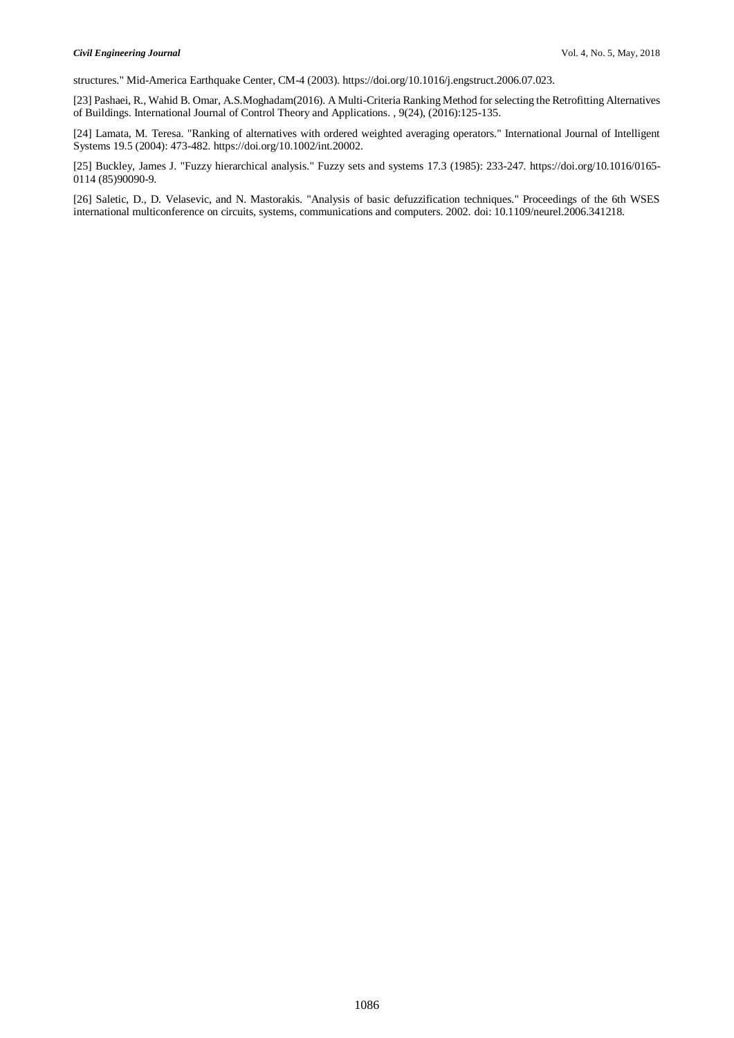structures." Mid-America Earthquake Center, CM-4 (2003). https://doi.org/10.1016/j.engstruct.2006.07.023.

[23] Pashaei, R., Wahid B. Omar, A.S.Moghadam(2016). A Multi-Criteria Ranking Method for selecting the Retrofitting Alternatives of Buildings. International Journal of Control Theory and Applications. , 9(24), (2016):125-135.

[24] Lamata, M. Teresa. "Ranking of alternatives with ordered weighted averaging operators." International Journal of Intelligent Systems 19.5 (2004): 473-482. https://doi.org/10.1002/int.20002.

[25] Buckley, James J. "Fuzzy hierarchical analysis." Fuzzy sets and systems 17.3 (1985): 233-247. https://doi.org/10.1016/0165-0114 (85)90090-9.

[26] Saletic, D., D. Velasevic, and N. Mastorakis. "Analysis of basic defuzzification techniques." Proceedings of the 6th WSES international multiconference on circuits, systems, communications and computers. 2002. doi: 10.1109/neurel.2006.341218.